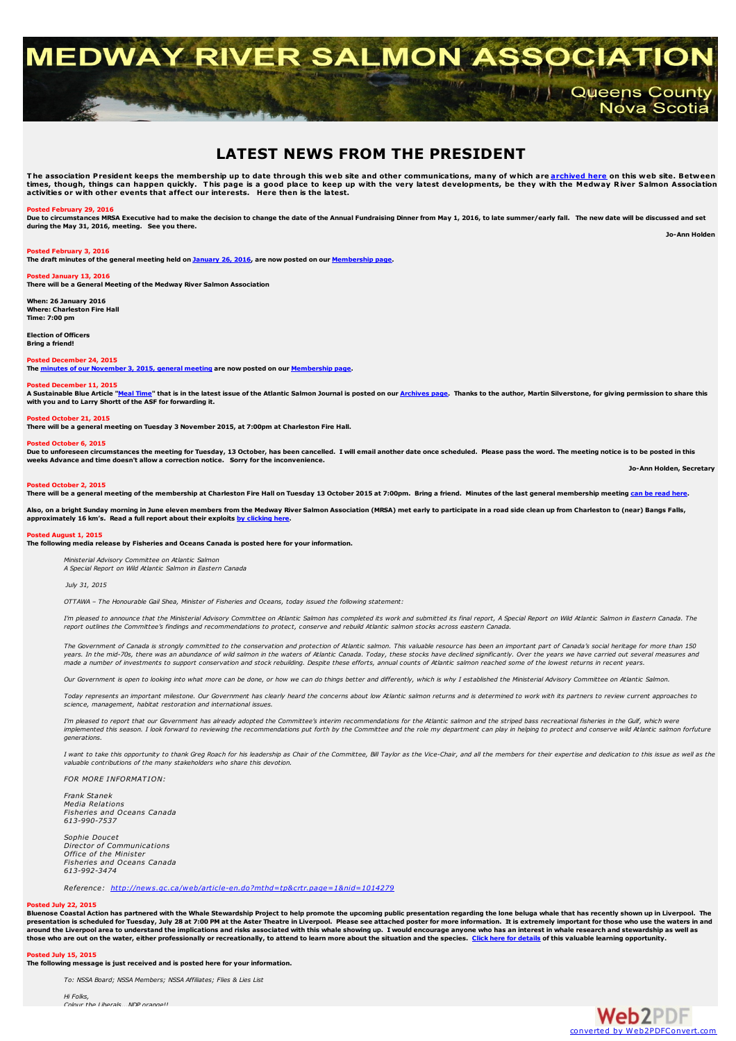# MEDWAY RIVER SALMON ASSOCIATION

Queens County
Nova Scotia

## LATEST NEWS FROM THE PRESIDENT

**The association President keeps the membership up to date through this web site and other communications, many of which are archived here on this web site. Between times, though, things can happen quickly. This page is a good place to keep up with the very latest developments, be they with the Medway River Salmon Association activities or with other events that affect our interests. Here then is the latest.**

**Posted February 29, 2016**
**Due to circumstances MRSA Executive had to make the decision to change the date of the Annual Fundraising Dinner from May 1, 2016, to late summer/early fall. The new date will be discussed and set during the May 31, 2016, meeting. See you there.**

**Jo-Ann Holden**

**Posted February 3, 2016**
**The draft minutes of the general meeting held on January 26, 2016, are now posted on our Membership page.**

**Posted January 13, 2016**
**There will be a General Meeting of the Medway River Salmon Association**

**When: 26 January 2016**
**Where: Charleston Fire Hall**
**Time: 7:00 pm**

**Election of Officers**
**Bring a friend!**

**Posted December 24, 2015**
**The minutes of our November 3, 2015, general meeting are now posted on our Membership page.**

**Posted December 11, 2015**
**A Sustainable Blue Article "Meal Time" that is in the latest issue of the Atlantic Salmon Journal is posted on our Archives page. Thanks to the author, Martin Silverstone, for giving permission to share this with you and to Larry Shortt of the ASF for forwarding it.**

**Posted October 21, 2015**
**There will be a general meeting on Tuesday 3 November 2015, at 7:00pm at Charleston Fire Hall.**

**Posted October 6, 2015**
**Due to unforeseen circumstances the meeting for Tuesday, 13 October, has been cancelled. I will email another date once scheduled. Please pass the word. The meeting notice is to be posted in this weeks Advance and time doesn't allow a correction notice. Sorry for the inconvenience.**

**Jo-Ann Holden, Secretary**

**Posted October 2, 2015**
**There will be a general meeting of the membership at Charleston Fire Hall on Tuesday 13 October 2015 at 7:00pm. Bring a friend. Minutes of the last general membership meeting can be read here.**

**Also, on a bright Sunday morning in June eleven members from the Medway River Salmon Association (MRSA) met early to participate in a road side clean up from Charleston to (near) Bangs Falls, approximately 16 km's. Read a full report about their exploits by clicking here.**

**Posted August 1, 2015**
**The following media release by Fisheries and Oceans Canada is posted here for your information.**

> *Ministerial Advisory Committee on Atlantic Salmon*
> *A Special Report on Wild Atlantic Salmon in Eastern Canada*
>
> *July 31, 2015*
>
> *OTTAWA – The Honourable Gail Shea, Minister of Fisheries and Oceans, today issued the following statement:*
>
> *I'm pleased to announce that the Ministerial Advisory Committee on Atlantic Salmon has completed its work and submitted its final report, A Special Report on Wild Atlantic Salmon in Eastern Canada. The report outlines the Committee's findings and recommendations to protect, conserve and rebuild Atlantic salmon stocks across eastern Canada.*
>
> *The Government of Canada is strongly committed to the conservation and protection of Atlantic salmon. This valuable resource has been an important part of Canada's social heritage for more than 150 years. In the mid-70s, there was an abundance of wild salmon in the waters of Atlantic Canada. Today, these stocks have declined significantly. Over the years we have carried out several measures and made a number of investments to support conservation and stock rebuilding. Despite these efforts, annual counts of Atlantic salmon reached some of the lowest returns in recent years.*
>
> *Our Government is open to looking into what more can be done, or how we can do things better and differently, which is why I established the Ministerial Advisory Committee on Atlantic Salmon.*
>
> *Today represents an important milestone. Our Government has clearly heard the concerns about low Atlantic salmon returns and is determined to work with its partners to review current approaches to science, management, habitat restoration and international issues.*
>
> *I'm pleased to report that our Government has already adopted the Committee's interim recommendations for the Atlantic salmon and the striped bass recreational fisheries in the Gulf, which were implemented this season. I look forward to reviewing the recommendations put forth by the Committee and the role my department can play in helping to protect and conserve wild Atlantic salmon forfuture generations.*
>
> *I want to take this opportunity to thank Greg Roach for his leadership as Chair of the Committee, Bill Taylor as the Vice-Chair, and all the members for their expertise and dedication to this issue as well as the valuable contributions of the many stakeholders who share this devotion.*
>
> *FOR MORE INFORMATION:*
>
> *Frank Stanek*
> *Media Relations*
> *Fisheries and Oceans Canada*
> *613-990-7537*
>
> *Sophie Doucet*
> *Director of Communications*
> *Office of the Minister*
> *Fisheries and Oceans Canada*
> *613-992-3474*
>
> *Reference: http://news.gc.ca/web/article-en.do?mthd=tp&crtr.page=1&nid=1014279*

**Posted July 22, 2015**
**Bluenose Coastal Action has partnered with the Whale Stewardship Project to help promote the upcoming public presentation regarding the lone beluga whale that has recently shown up in Liverpool. The presentation is scheduled for Tuesday, July 28 at 7:00 PM at the Aster Theatre in Liverpool. Please see attached poster for more information. It is extremely important for those who use the waters in and around the Liverpool area to understand the implications and risks associated with this whale showing up. I would encourage anyone who has an interest in whale research and stewardship as well as those who are out on the water, either professionally or recreationally, to attend to learn more about the situation and the species. Click here for details of this valuable learning opportunity.**

**Posted July 15, 2015**
**The following message is just received and is posted here for your information.**

> *To: NSSA Board; NSSA Members; NSSA Affiliates; Flies & Lies List*
>
> *Hi Folks,*
> *Colour the Liberals...NDP orange!!*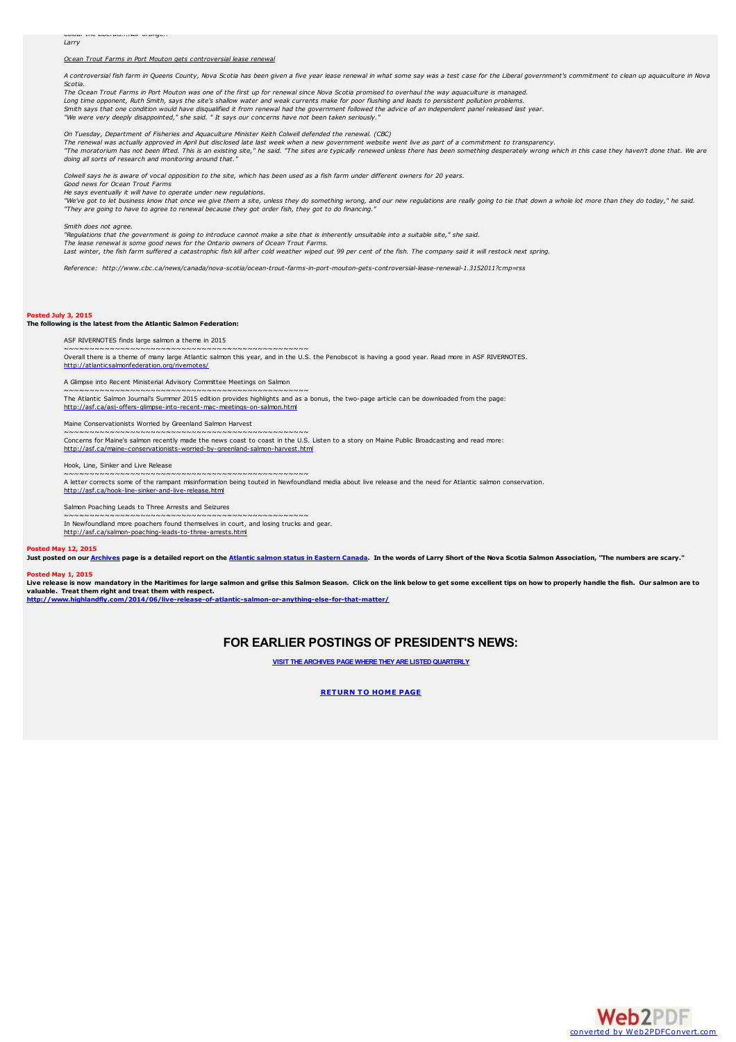*Colour the Liberals...NDP orange..*
*Larry*

*Ocean Trout Farms in Port Mouton gets controversial lease renewal*

*A controversial fish farm in Queens County, Nova Scotia has been given a five year lease renewal in what some say was a test case for the Liberal government's commitment to clean up aquaculture in Nova Scotia.*
*The Ocean Trout Farms in Port Mouton was one of the first up for renewal since Nova Scotia promised to overhaul the way aquaculture is managed.*
*Long time opponent, Ruth Smith, says the site's shallow water and weak currents make for poor flushing and leads to persistent pollution problems.*
*Smith says that one condition would have disqualified it from renewal had the government followed the advice of an independent panel released last year.*
*"We were very deeply disappointed," she said. " It says our concerns have not been taken seriously."*

*On Tuesday, Department of Fisheries and Aquaculture Minister Keith Colwell defended the renewal. (CBC)*
*The renewal was actually approved in April but disclosed late last week when a new government website went live as part of a commitment to transparency.*
*"The moratorium has not been lifted. This is an existing site," he said. "The sites are typically renewed unless there has been something desperately wrong which in this case they haven't done that. We are doing all sorts of research and monitoring around that."*

*Colwell says he is aware of vocal opposition to the site, which has been used as a fish farm under different owners for 20 years.*
*Good news for Ocean Trout Farms*
*He says eventually it will have to operate under new regulations.*
*"We've got to let business know that once we give them a site, unless they do something wrong, and our new regulations are really going to tie that down a whole lot more than they do today," he said.*
*"They are going to have to agree to renewal because they got order fish, they got to do financing."*

*Smith does not agree.*
*"Regulations that the government is going to introduce cannot make a site that is inherently unsuitable into a suitable site," she said.*
*The lease renewal is some good news for the Ontario owners of Ocean Trout Farms.*
*Last winter, the fish farm suffered a catastrophic fish kill after cold weather wiped out 99 per cent of the fish. The company said it will restock next spring.*

*Reference: http://www.cbc.ca/news/canada/nova-scotia/ocean-trout-farms-in-port-mouton-gets-controversial-lease-renewal-1.3152011?cmp=rss*

**Posted July 3, 2015**
**The following is the latest from the Atlantic Salmon Federation:**

ASF RIVERNOTES finds large salmon a theme in 2015
~~~~~~~~~~~~~~~~~~~~~~~~~~~~~~~~~~~~~~~~~~~~~~~~~~
Overall there is a theme of many large Atlantic salmon this year, and in the U.S. the Penobscot is having a good year. Read more in ASF RIVERNOTES.
http://atlanticsalmonfederation.org/rivernotes/

A Glimpse into Recent Ministerial Advisory Committee Meetings on Salmon
~~~~~~~~~~~~~~~~~~~~~~~~~~~~~~~~~~~~~~~~~~~~~~~~~~
The Atlantic Salmon Journal's Summer 2015 edition provides highlights and as a bonus, the two-page article can be downloaded from the page:
http://asf.ca/asj-offers-glimpse-into-recent-mac-meetings-on-salmon.html

Maine Conservationists Worried by Greenland Salmon Harvest
~~~~~~~~~~~~~~~~~~~~~~~~~~~~~~~~~~~~~~~~~~~~~~~~~~
Concerns for Maine's salmon recently made the news coast to coast in the U.S. Listen to a story on Maine Public Broadcasting and read more:
http://asf.ca/maine-conservationists-worried-by-greenland-salmon-harvest.html

Hook, Line, Sinker and Live Release
~~~~~~~~~~~~~~~~~~~~~~~~~~~~~~~~~~~~~~~~~~~~~~~~~~
A letter corrects some of the rampant misinformation being touted in Newfoundland media about live release and the need for Atlantic salmon conservation.
http://asf.ca/hook-line-sinker-and-live-release.html

Salmon Poaching Leads to Three Arrests and Seizures
~~~~~~~~~~~~~~~~~~~~~~~~~~~~~~~~~~~~~~~~~~~~~~~~~~
In Newfoundland more poachers found themselves in court, and losing trucks and gear.
http://asf.ca/salmon-poaching-leads-to-three-arrests.html

**Posted May 12, 2015**
**Just posted on our Archives page is a detailed report on the Atlantic salmon status in Eastern Canada. In the words of Larry Short of the Nova Scotia Salmon Association, "The numbers are scary."**

**Posted May 1, 2015**
**Live release is now mandatory in the Maritimes for large salmon and grilse this Salmon Season. Click on the link below to get some excellent tips on how to properly handle the fish. Our salmon are to valuable. Treat them right and treat them with respect.**
**http://www.highlandfly.com/2014/06/live-release-of-atlantic-salmon-or-anything-else-for-that-matter/**

## FOR EARLIER POSTINGS OF PRESIDENT'S NEWS:

VISIT THE ARCHIVES PAGE WHERE THEY ARE LISTED QUARTERLY

RETURN TO HOME PAGE